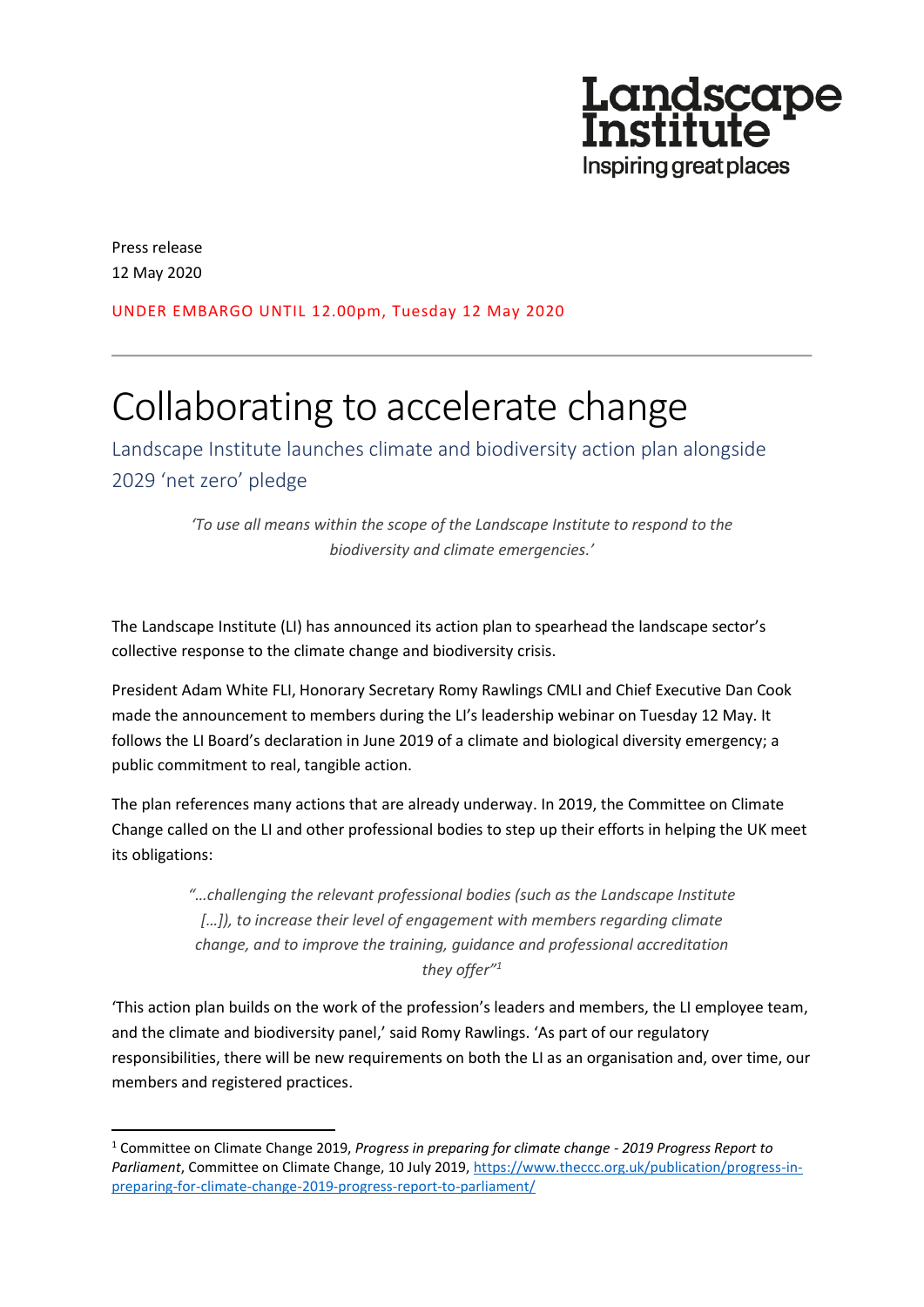Landscape Institute
Inspiring great places

Press release
12 May 2020

UNDER EMBARGO UNTIL 12.00pm, Tuesday 12 May 2020

---

# Collaborating to accelerate change

## Landscape Institute launches climate and biodiversity action plan alongside 2029 'net zero' pledge

> *'To use all means within the scope of the Landscape Institute to respond to the biodiversity and climate emergencies.'*

The Landscape Institute (LI) has announced its action plan to spearhead the landscape sector's collective response to the climate change and biodiversity crisis.

President Adam White FLI, Honorary Secretary Romy Rawlings CMLI and Chief Executive Dan Cook made the announcement to members during the LI's leadership webinar on Tuesday 12 May. It follows the LI Board's declaration in June 2019 of a climate and biological diversity emergency; a public commitment to real, tangible action.

The plan references many actions that are already underway. In 2019, the Committee on Climate Change called on the LI and other professional bodies to step up their efforts in helping the UK meet its obligations:

> *"…challenging the relevant professional bodies (such as the Landscape Institute […]), to increase their level of engagement with members regarding climate change, and to improve the training, guidance and professional accreditation they offer"*[1]

'This action plan builds on the work of the profession's leaders and members, the LI employee team, and the climate and biodiversity panel,' said Romy Rawlings. 'As part of our regulatory responsibilities, there will be new requirements on both the LI as an organisation and, over time, our members and registered practices.

---

[1] Committee on Climate Change 2019, *Progress in preparing for climate change - 2019 Progress Report to Parliament*, Committee on Climate Change, 10 July 2019, https://www.theccc.org.uk/publication/progress-in-preparing-for-climate-change-2019-progress-report-to-parliament/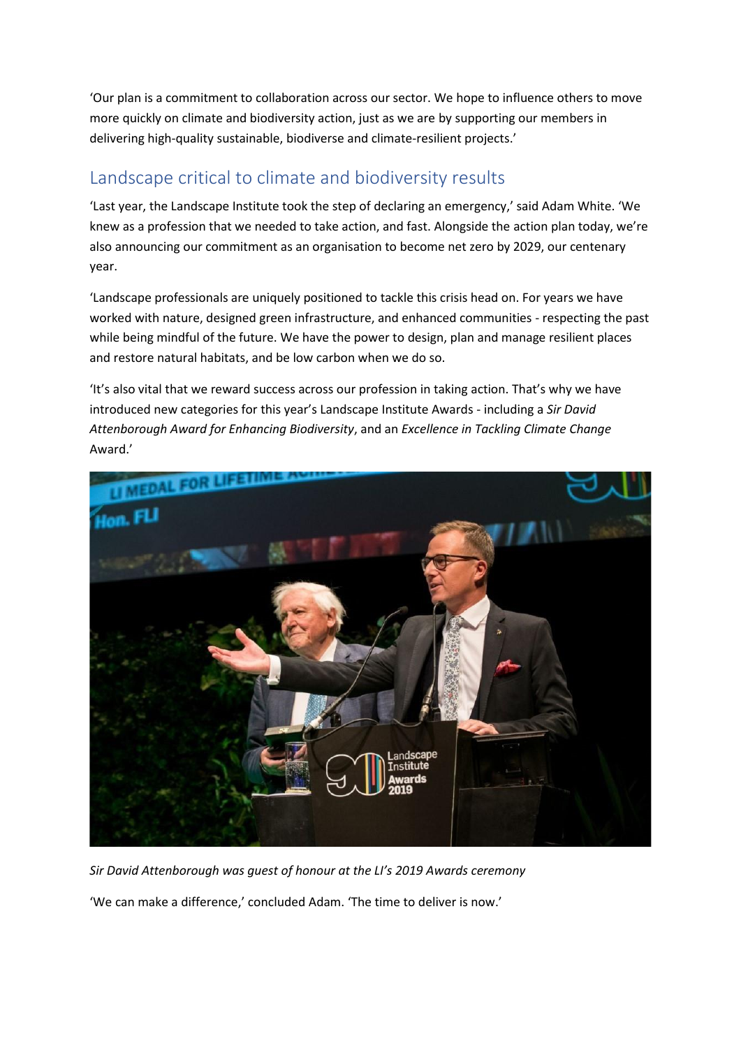'Our plan is a commitment to collaboration across our sector. We hope to influence others to move more quickly on climate and biodiversity action, just as we are by supporting our members in delivering high-quality sustainable, biodiverse and climate-resilient projects.'

## Landscape critical to climate and biodiversity results

'Last year, the Landscape Institute took the step of declaring an emergency,' said Adam White. 'We knew as a profession that we needed to take action, and fast. Alongside the action plan today, we're also announcing our commitment as an organisation to become net zero by 2029, our centenary year.

'Landscape professionals are uniquely positioned to tackle this crisis head on. For years we have worked with nature, designed green infrastructure, and enhanced communities - respecting the past while being mindful of the future. We have the power to design, plan and manage resilient places and restore natural habitats, and be low carbon when we do so.

'It's also vital that we reward success across our profession in taking action. That's why we have introduced new categories for this year's Landscape Institute Awards - including a *Sir David Attenborough Award for Enhancing Biodiversity*, and an *Excellence in Tackling Climate Change* Award.'

*Sir David Attenborough was guest of honour at the LI's 2019 Awards ceremony*

'We can make a difference,' concluded Adam. 'The time to deliver is now.'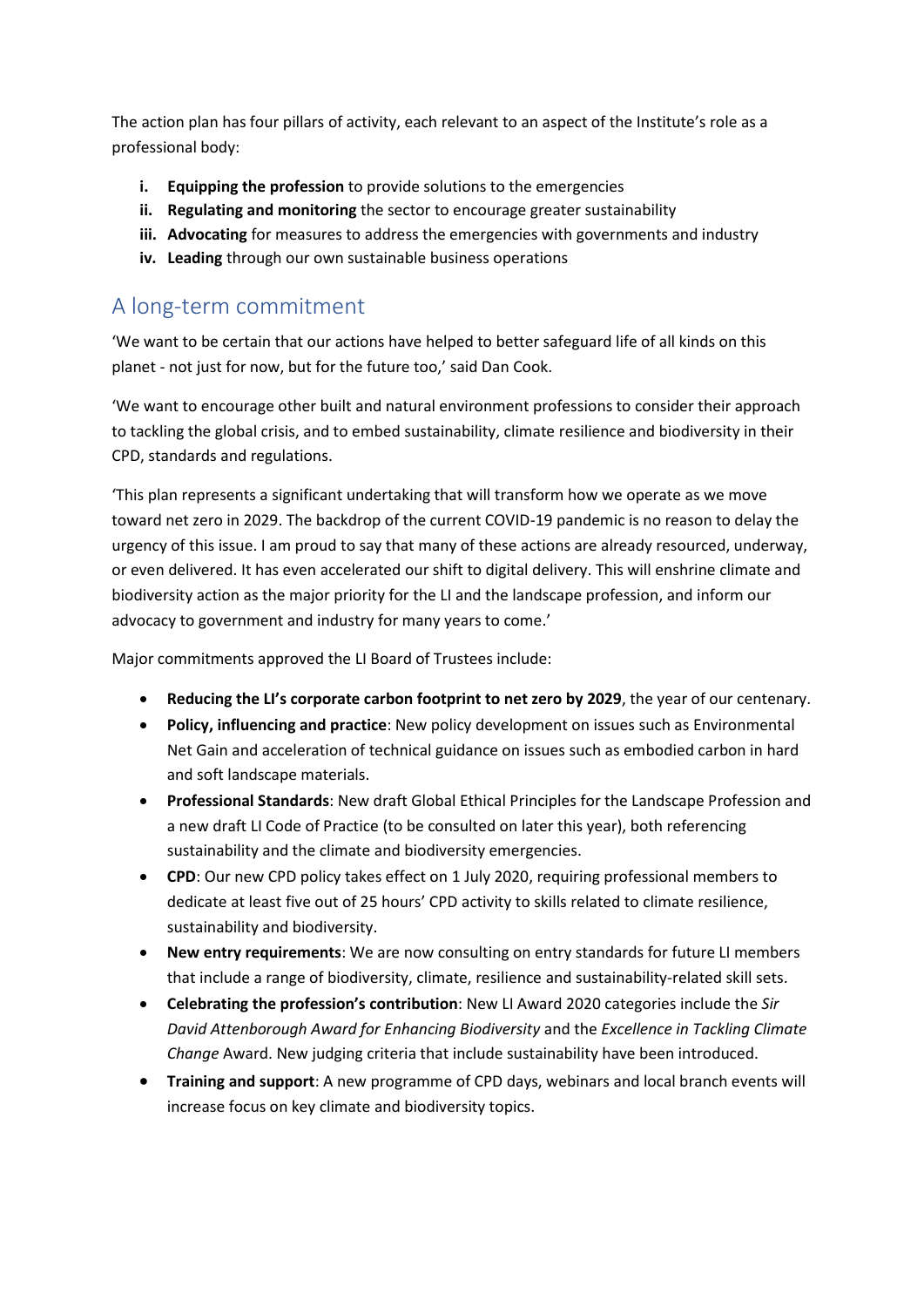The action plan has four pillars of activity, each relevant to an aspect of the Institute's role as a professional body:

i. **Equipping the profession** to provide solutions to the emergencies
ii. **Regulating and monitoring** the sector to encourage greater sustainability
iii. **Advocating** for measures to address the emergencies with governments and industry
iv. **Leading** through our own sustainable business operations

## A long-term commitment

'We want to be certain that our actions have helped to better safeguard life of all kinds on this planet - not just for now, but for the future too,' said Dan Cook.

'We want to encourage other built and natural environment professions to consider their approach to tackling the global crisis, and to embed sustainability, climate resilience and biodiversity in their CPD, standards and regulations.

'This plan represents a significant undertaking that will transform how we operate as we move toward net zero in 2029. The backdrop of the current COVID-19 pandemic is no reason to delay the urgency of this issue. I am proud to say that many of these actions are already resourced, underway, or even delivered. It has even accelerated our shift to digital delivery. This will enshrine climate and biodiversity action as the major priority for the LI and the landscape profession, and inform our advocacy to government and industry for many years to come.'

Major commitments approved the LI Board of Trustees include:

- **Reducing the LI's corporate carbon footprint to net zero by 2029**, the year of our centenary.
- **Policy, influencing and practice**: New policy development on issues such as Environmental Net Gain and acceleration of technical guidance on issues such as embodied carbon in hard and soft landscape materials.
- **Professional Standards**: New draft Global Ethical Principles for the Landscape Profession and a new draft LI Code of Practice (to be consulted on later this year), both referencing sustainability and the climate and biodiversity emergencies.
- **CPD**: Our new CPD policy takes effect on 1 July 2020, requiring professional members to dedicate at least five out of 25 hours' CPD activity to skills related to climate resilience, sustainability and biodiversity.
- **New entry requirements**: We are now consulting on entry standards for future LI members that include a range of biodiversity, climate, resilience and sustainability-related skill sets.
- **Celebrating the profession's contribution**: New LI Award 2020 categories include the *Sir David Attenborough Award for Enhancing Biodiversity* and the *Excellence in Tackling Climate Change* Award. New judging criteria that include sustainability have been introduced.
- **Training and support**: A new programme of CPD days, webinars and local branch events will increase focus on key climate and biodiversity topics.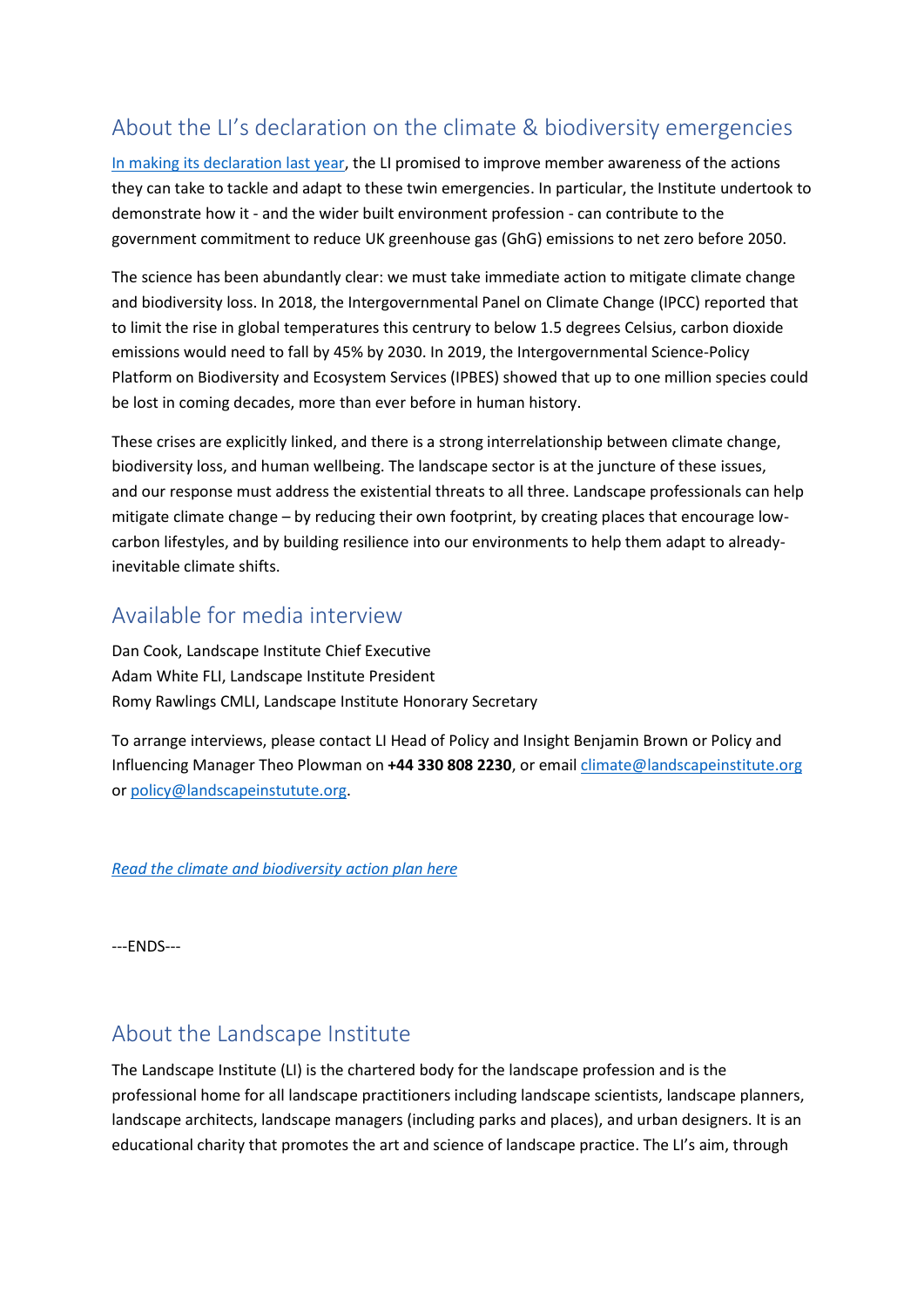## About the LI's declaration on the climate & biodiversity emergencies

[In making its declaration last year](), the LI promised to improve member awareness of the actions they can take to tackle and adapt to these twin emergencies. In particular, the Institute undertook to demonstrate how it - and the wider built environment profession - can contribute to the government commitment to reduce UK greenhouse gas (GhG) emissions to net zero before 2050.

The science has been abundantly clear: we must take immediate action to mitigate climate change and biodiversity loss. In 2018, the Intergovernmental Panel on Climate Change (IPCC) reported that to limit the rise in global temperatures this centrury to below 1.5 degrees Celsius, carbon dioxide emissions would need to fall by 45% by 2030. In 2019, the Intergovernmental Science-Policy Platform on Biodiversity and Ecosystem Services (IPBES) showed that up to one million species could be lost in coming decades, more than ever before in human history.

These crises are explicitly linked, and there is a strong interrelationship between climate change, biodiversity loss, and human wellbeing. The landscape sector is at the juncture of these issues, and our response must address the existential threats to all three. Landscape professionals can help mitigate climate change – by reducing their own footprint, by creating places that encourage low-carbon lifestyles, and by building resilience into our environments to help them adapt to already-inevitable climate shifts.

## Available for media interview

Dan Cook, Landscape Institute Chief Executive
Adam White FLI, Landscape Institute President
Romy Rawlings CMLI, Landscape Institute Honorary Secretary

To arrange interviews, please contact LI Head of Policy and Insight Benjamin Brown or Policy and Influencing Manager Theo Plowman on **+44 330 808 2230**, or email climate@landscapeinstitute.org or policy@landscapeinstutute.org.

*Read the climate and biodiversity action plan here*

---ENDS---

## About the Landscape Institute

The Landscape Institute (LI) is the chartered body for the landscape profession and is the professional home for all landscape practitioners including landscape scientists, landscape planners, landscape architects, landscape managers (including parks and places), and urban designers. It is an educational charity that promotes the art and science of landscape practice. The LI's aim, through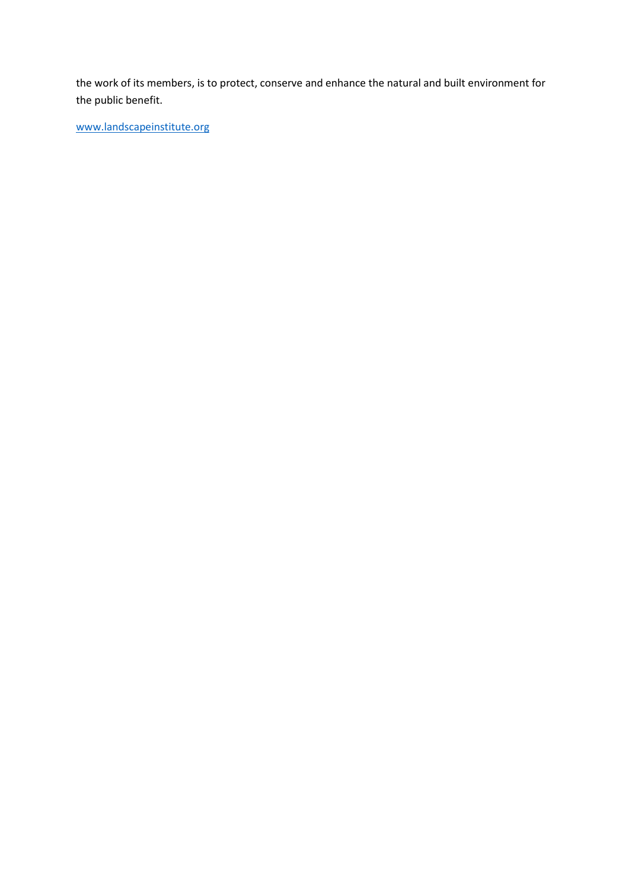the work of its members, is to protect, conserve and enhance the natural and built environment for the public benefit.

[www.landscapeinstitute.org](http://www.landscapeinstitute.org)